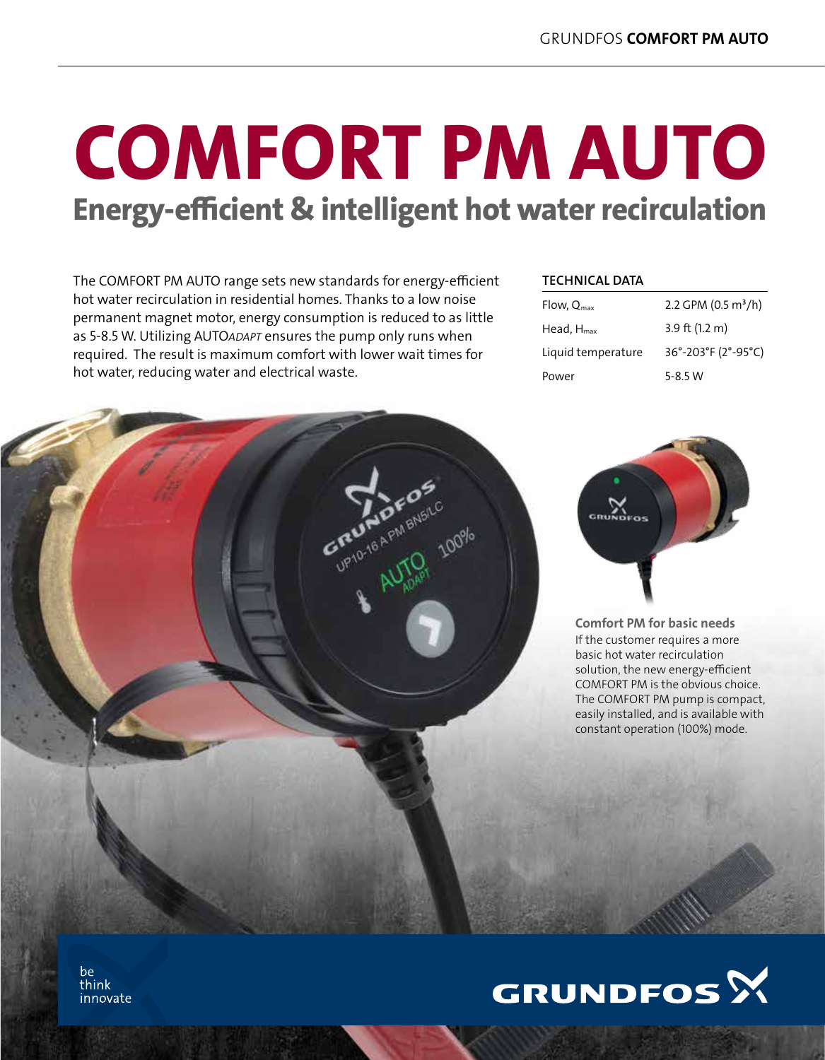# COMFORT PM AUTO

## Energy-efficient & intelligent hot water recirculation

The COMFORT PM AUTO range sets new standards for energy-efficient hot water recirculation in residential homes. Thanks to a low noise permanent magnet motor, energy consumption is reduced to as little as 5-8.5 W. Utilizing AUTO*ADAPT* ensures the pump only runs when required. The result is maximum comfort with lower wait times for hot water, reducing water and electrical waste.

**TECHNICAL DATA**

| | |
|---|---|
| Flow, $Q_{max}$ | 2.2 GPM (0.5 $m^3$/h) |
| Head, $H_{max}$ | 3.9 ft (1.2 m) |
| Liquid temperature | 36°-203°F (2°-95°C) |
| Power | 5-8.5 W |

**Comfort PM for basic needs**

If the customer requires a more basic hot water recirculation solution, the new energy-efficient COMFORT PM is the obvious choice. The COMFORT PM pump is compact, easily installed, and is available with constant operation (100%) mode.

be
think
innovate

GRUNDFOS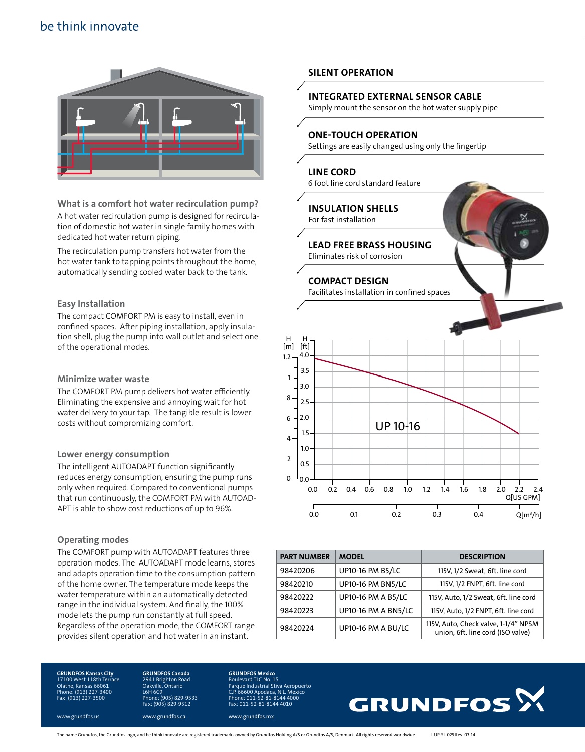### What is a comfort hot water recirculation pump?

A hot water recirculation pump is designed for recirculation of domestic hot water in single family homes with dedicated hot water return piping.

The recirculation pump transfers hot water from the hot water tank to tapping points throughout the home, automatically sending cooled water back to the tank.

### Easy Installation

The compact COMFORT PM is easy to install, even in confined spaces. After piping installation, apply insulation shell, plug the pump into wall outlet and select one of the operational modes.

### Minimize water waste

The COMFORT PM pump delivers hot water efficiently. Eliminating the expensive and annoying wait for hot water delivery to your tap. The tangible result is lower costs without compromising comfort.

### Lower energy consumption

The intelligent AUTOADAPT function significantly reduces energy consumption, ensuring the pump runs only when required. Compared to conventional pumps that run continuously, the COMFORT PM with AUTOADAPT is able to show cost reductions of up to 96%.

### Operating modes

The COMFORT pump with AUTOADAPT features three operation modes. The AUTOADAPT mode learns, stores and adapts operation time to the consumption pattern of the home owner. The temperature mode keeps the water temperature within an automatically detected range in the individual system. And finally, the 100% mode lets the pump run constantly at full speed. Regardless of the operation mode, the COMFORT range provides silent operation and hot water in an instant.

**SILENT OPERATION**

**INTEGRATED EXTERNAL SENSOR CABLE**
Simply mount the sensor on the hot water supply pipe

**ONE-TOUCH OPERATION**
Settings are easily changed using only the fingertip

**LINE CORD**
6 foot line cord standard feature

**INSULATION SHELLS**
For fast installation

**LEAD FREE BRASS HOUSING**
Eliminates risk of corrosion

**COMPACT DESIGN**
Facilitates installation in confined spaces

H [m]
1.2
1
8
6
4
2
0

H [ft]
4.0
3.5
3.0
2.5
2.0
1.5
1.0
0.5
0.0

UP 10-16

0.0 0.2 0.4 0.6 0.8 1.0 1.2 1.4 1.6 1.8 2.0 2.2 2.4 Q[US GPM]

0.0 0.1 0.2 0.3 0.4 Q[m³/h]

| PART NUMBER | MODEL | DESCRIPTION |
|---|---|---|
| 98420206 | UP10-16 PM B5/LC | 115V, 1/2 Sweat, 6ft. line cord |
| 98420210 | UP10-16 PM BN5/LC | 115V, 1/2 FNPT, 6ft. line cord |
| 98420222 | UP10-16 PM A B5/LC | 115V, Auto, 1/2 Sweat, 6ft. line cord |
| 98420223 | UP10-16 PM A BN5/LC | 115V, Auto, 1/2 FNPT, 6ft. line cord |
| 98420224 | UP10-16 PM A BU/LC | 115V, Auto, Check valve, 1-1/4" NPSM union, 6ft. line cord (ISO valve) |

**GRUNDFOS Kansas City**
17100 West 118th Terrace
Olathe, Kansas 66061
Phone: (913) 227-3400
Fax: (913) 227-3500
www.grundfos.us

**GRUNDFOS Canada**
2941 Brighton Road
Oakville, Ontario
L6H 6C9
Phone: (905) 829-9533
Fax: (905) 829-9512
www.grundfos.ca

**GRUNDFOS Mexico**
Boulevard TLC No. 15
Parque Industrial Stiva Aeropuerto
C.P. 66600 Apodaca, N.L. Mexico
Phone: 011-52-81-8144 4000
Fax: 011-52-81-8144 4010
www.grundfos.mx

GRUNDFOS

The name Grundfos, the Grundfos logo, and be think innovate are registered trademarks owned by Grundfos Holding A/S or Grundfos A/S, Denmark. All rights reserved worldwide. L-UP-SL-025 Rev. 07-14